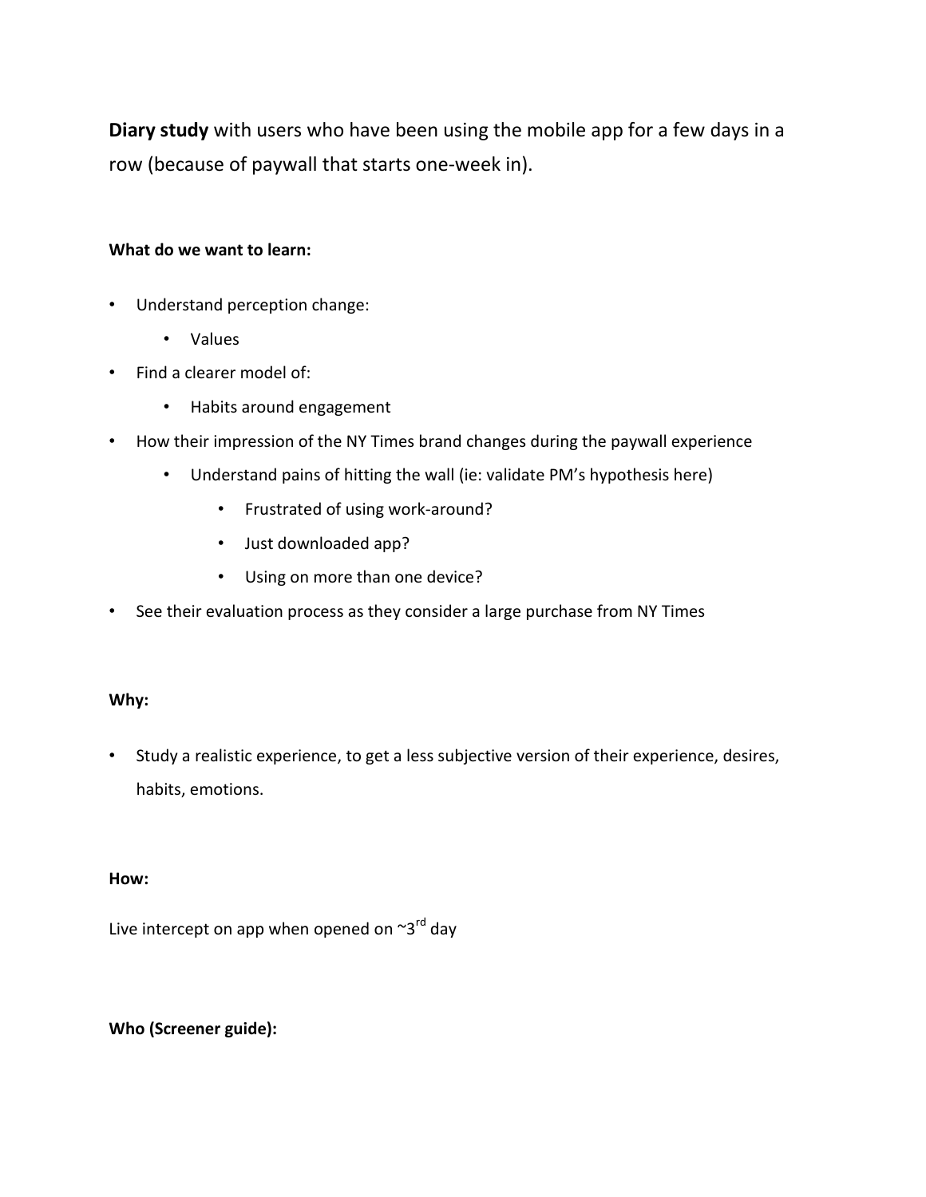**Diary study** with users who have been using the mobile app for a few days in a row (because of paywall that starts one-week in).

**What do we want to learn:**

- Understand perception change:
    - Values
- Find a clearer model of:
    - Habits around engagement
- How their impression of the NY Times brand changes during the paywall experience
    - Understand pains of hitting the wall (ie: validate PM's hypothesis here)
        - Frustrated of using work-around?
        - Just downloaded app?
        - Using on more than one device?
- See their evaluation process as they consider a large purchase from NY Times

**Why:**

- Study a realistic experience, to get a less subjective version of their experience, desires, habits, emotions.

**How:**

Live intercept on app when opened on ~3rd day

**Who (Screener guide):**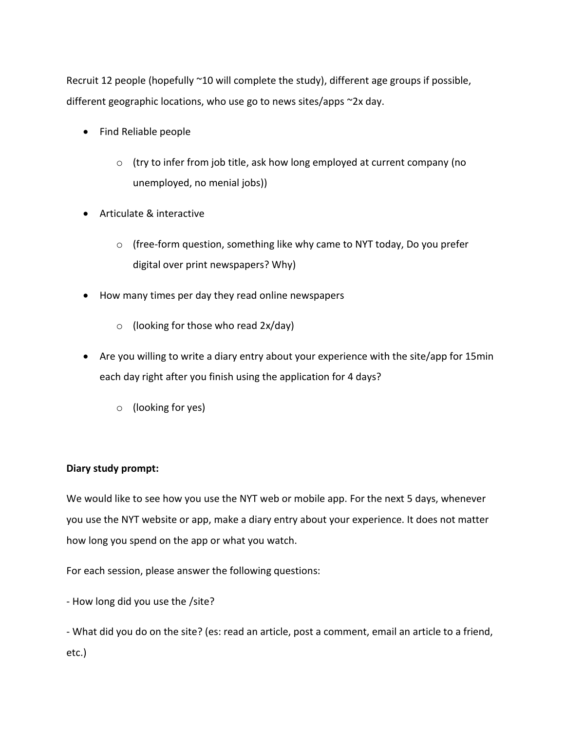Recruit 12 people (hopefully ~10 will complete the study), different age groups if possible, different geographic locations, who use go to news sites/apps ~2x day.

- Find Reliable people
  - (try to infer from job title, ask how long employed at current company (no unemployed, no menial jobs))
- Articulate & interactive
  - (free-form question, something like why came to NYT today, Do you prefer digital over print newspapers? Why)
- How many times per day they read online newspapers
  - (looking for those who read 2x/day)
- Are you willing to write a diary entry about your experience with the site/app for 15min each day right after you finish using the application for 4 days?
  - (looking for yes)

**Diary study prompt:**

We would like to see how you use the NYT web or mobile app. For the next 5 days, whenever you use the NYT website or app, make a diary entry about your experience. It does not matter how long you spend on the app or what you watch.

For each session, please answer the following questions:

- How long did you use the /site?

- What did you do on the site? (es: read an article, post a comment, email an article to a friend, etc.)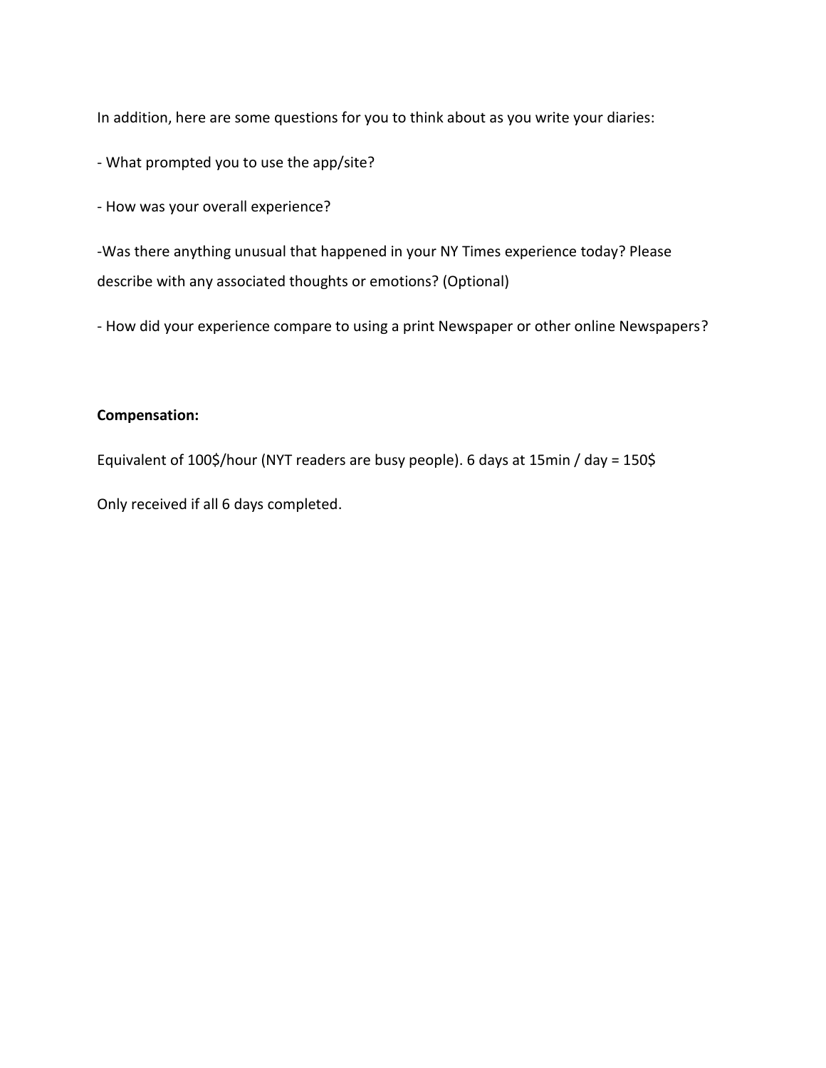In addition, here are some questions for you to think about as you write your diaries:

- What prompted you to use the app/site?
- How was your overall experience?
-Was there anything unusual that happened in your NY Times experience today? Please describe with any associated thoughts or emotions? (Optional)
- How did your experience compare to using a print Newspaper or other online Newspapers?

**Compensation:**

Equivalent of 100$/hour (NYT readers are busy people). 6 days at 15min / day = 150$

Only received if all 6 days completed.